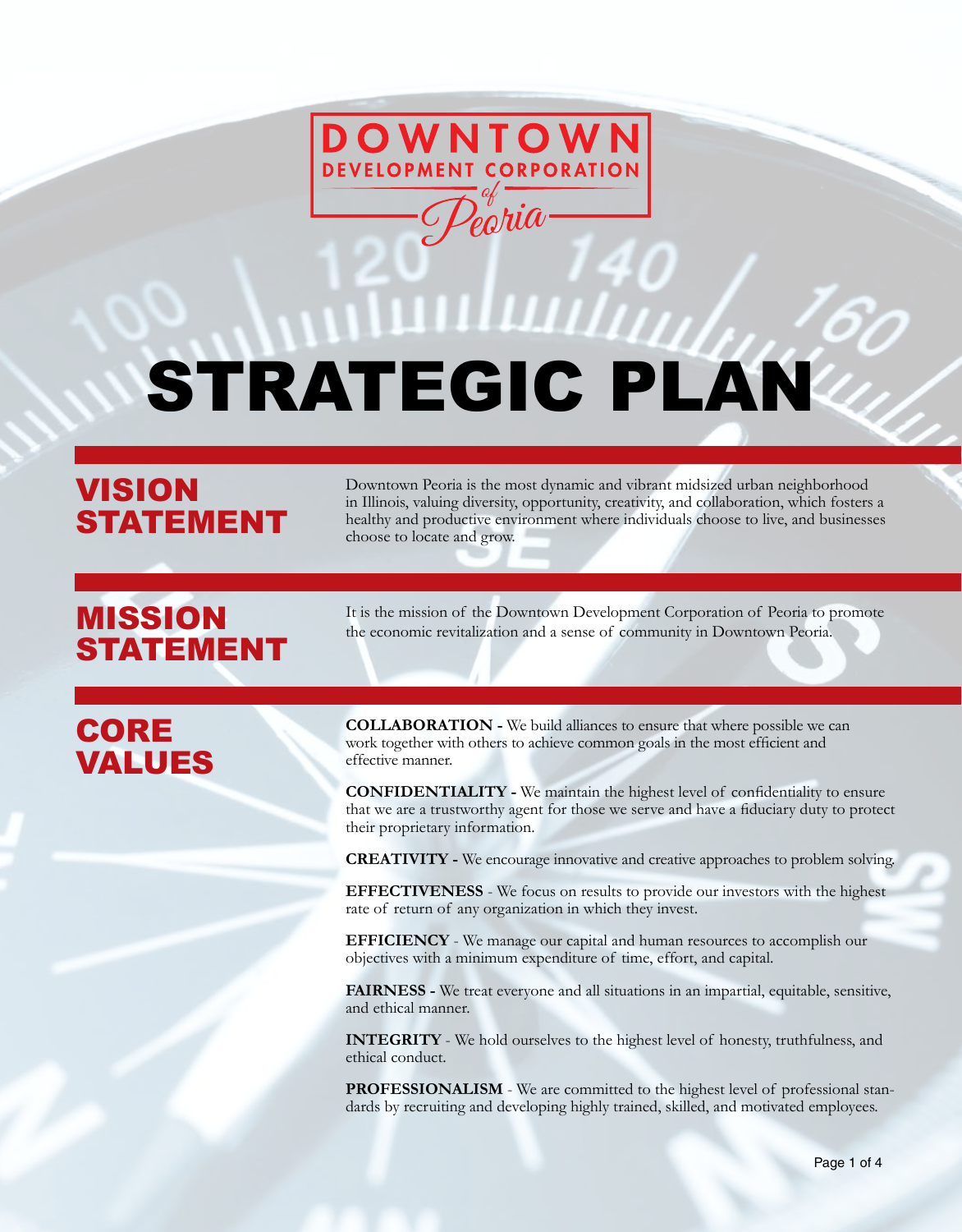DOWNTOWN DEVELOPMENT CORPORATION of Peoria

# STRATEGIC PLAN

## VISION STATEMENT

Downtown Peoria is the most dynamic and vibrant midsized urban neighborhood in Illinois, valuing diversity, opportunity, creativity, and collaboration, which fosters a healthy and productive environment where individuals choose to live, and businesses choose to locate and grow.

## MISSION STATEMENT

It is the mission of the Downtown Development Corporation of Peoria to promote the economic revitalization and a sense of community in Downtown Peoria.

## CORE VALUES

**COLLABORATION -** We build alliances to ensure that where possible we can work together with others to achieve common goals in the most efficient and effective manner.

**CONFIDENTIALITY -** We maintain the highest level of confidentiality to ensure that we are a trustworthy agent for those we serve and have a fiduciary duty to protect their proprietary information.

**CREATIVITY -** We encourage innovative and creative approaches to problem solving.

**EFFECTIVENESS** - We focus on results to provide our investors with the highest rate of return of any organization in which they invest.

**EFFICIENCY** - We manage our capital and human resources to accomplish our objectives with a minimum expenditure of time, effort, and capital.

**FAIRNESS -** We treat everyone and all situations in an impartial, equitable, sensitive, and ethical manner.

**INTEGRITY** - We hold ourselves to the highest level of honesty, truthfulness, and ethical conduct.

**PROFESSIONALISM** - We are committed to the highest level of professional standards by recruiting and developing highly trained, skilled, and motivated employees.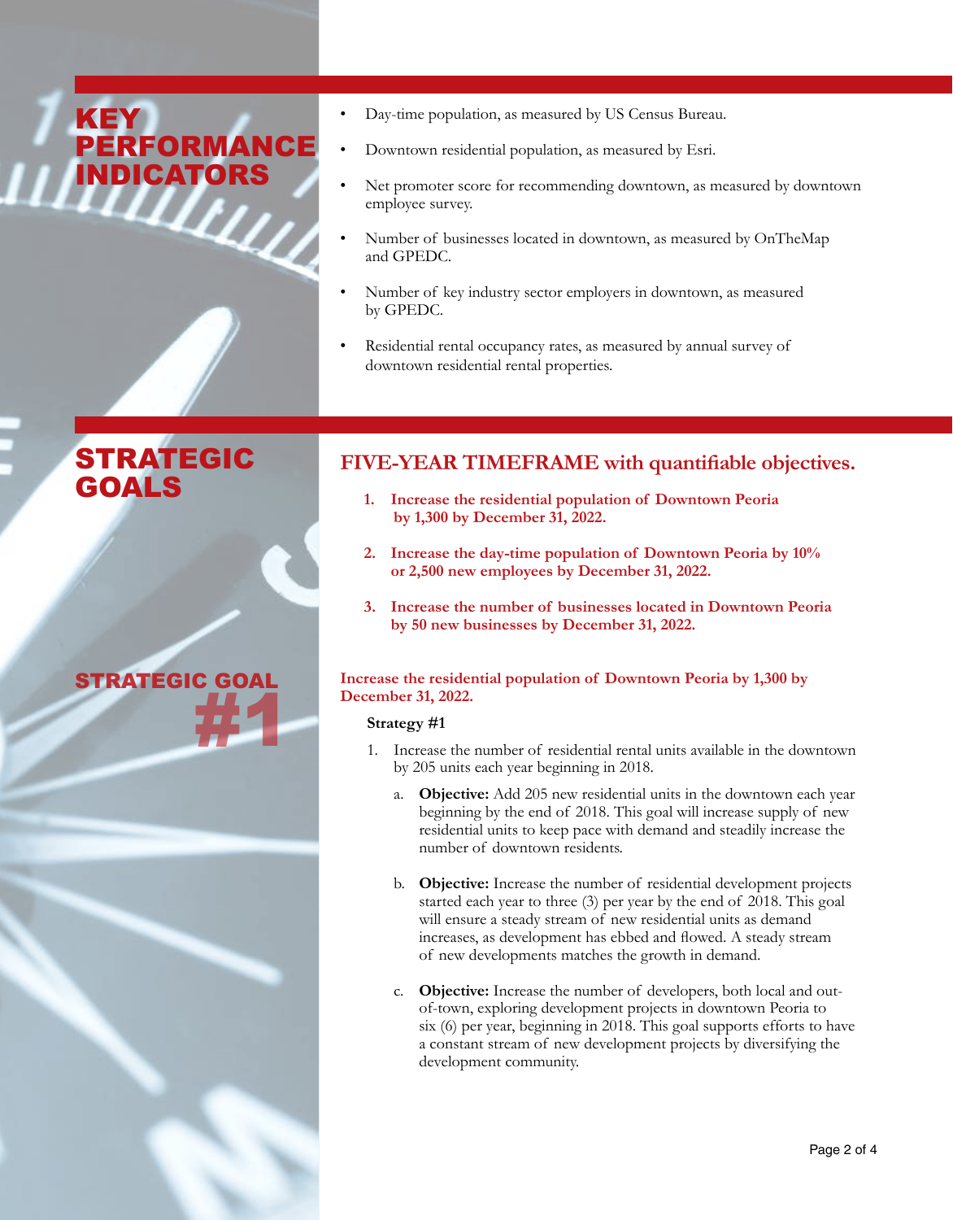## KEY PERFORMANCE INDICATORS

- Day-time population, as measured by US Census Bureau.
- Downtown residential population, as measured by Esri.
- Net promoter score for recommending downtown, as measured by downtown employee survey.
- Number of businesses located in downtown, as measured by OnTheMap and GPEDC.
- Number of key industry sector employers in downtown, as measured by GPEDC.
- Residential rental occupancy rates, as measured by annual survey of downtown residential rental properties.

## STRATEGIC GOALS

### FIVE-YEAR TIMEFRAME with quantifiable objectives.

1. **Increase the residential population of Downtown Peoria by 1,300 by December 31, 2022.**
2. **Increase the day-time population of Downtown Peoria by 10% or 2,500 new employees by December 31, 2022.**
3. **Increase the number of businesses located in Downtown Peoria by 50 new businesses by December 31, 2022.**

## STRATEGIC GOAL #1

**Increase the residential population of Downtown Peoria by 1,300 by December 31, 2022.**

**Strategy #1**

1. Increase the number of residential rental units available in the downtown by 205 units each year beginning in 2018.
   a. **Objective:** Add 205 new residential units in the downtown each year beginning by the end of 2018. This goal will increase supply of new residential units to keep pace with demand and steadily increase the number of downtown residents.

   b. **Objective:** Increase the number of residential development projects started each year to three (3) per year by the end of 2018. This goal will ensure a steady stream of new residential units as demand increases, as development has ebbed and flowed. A steady stream of new developments matches the growth in demand.

   c. **Objective:** Increase the number of developers, both local and out-of-town, exploring development projects in downtown Peoria to six (6) per year, beginning in 2018. This goal supports efforts to have a constant stream of new development projects by diversifying the development community.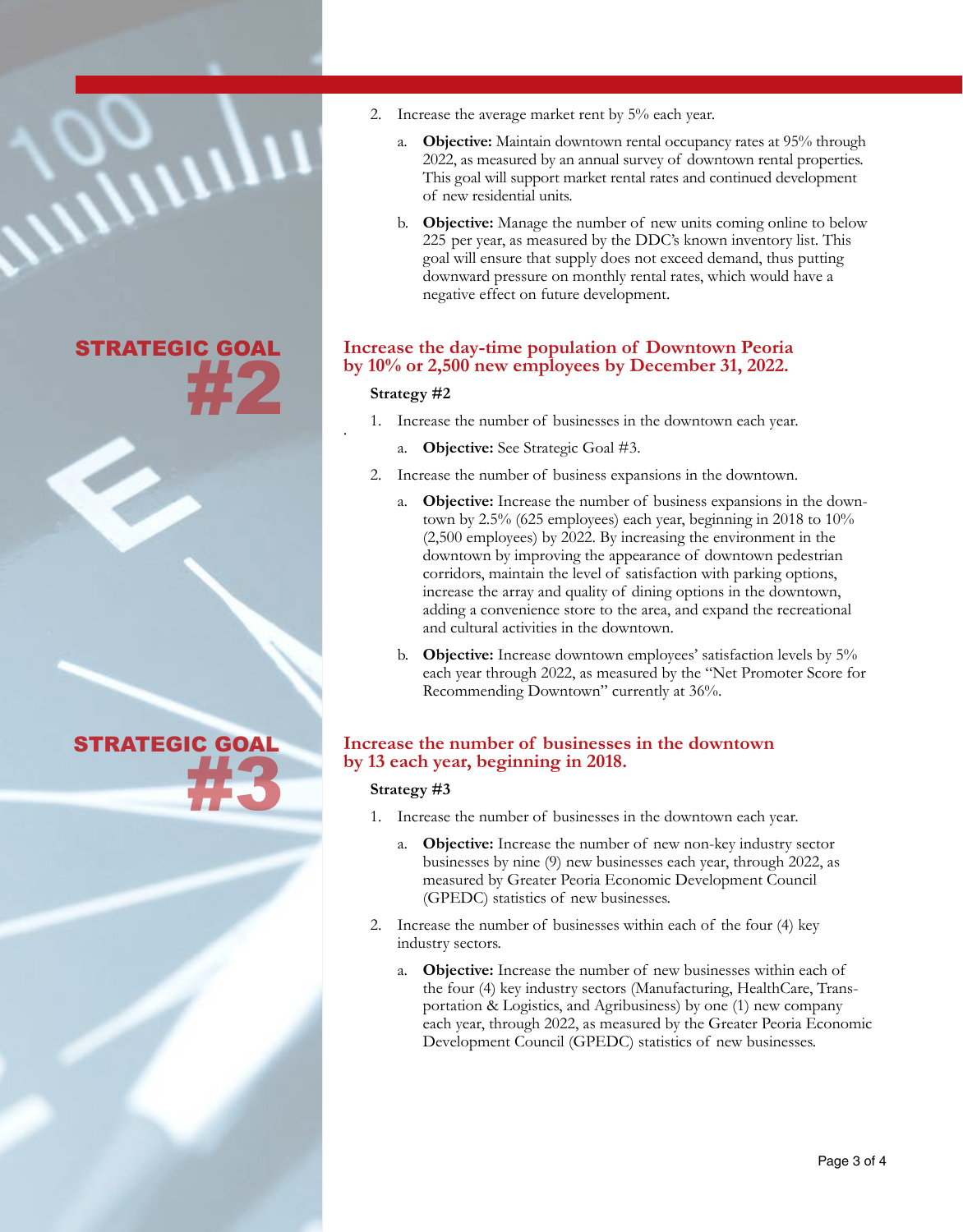2. Increase the average market rent by 5% each year.

   a. **Objective:** Maintain downtown rental occupancy rates at 95% through 2022, as measured by an annual survey of downtown rental properties. This goal will support market rental rates and continued development of new residential units.

   b. **Objective:** Manage the number of new units coming online to below 225 per year, as measured by the DDC's known inventory list. This goal will ensure that supply does not exceed demand, thus putting downward pressure on monthly rental rates, which would have a negative effect on future development.

## STRATEGIC GOAL #2

### Increase the day-time population of Downtown Peoria by 10% or 2,500 new employees by December 31, 2022.

**Strategy #2**

1. Increase the number of businesses in the downtown each year.

   a. **Objective:** See Strategic Goal #3.

2. Increase the number of business expansions in the downtown.

   a. **Objective:** Increase the number of business expansions in the downtown by 2.5% (625 employees) each year, beginning in 2018 to 10% (2,500 employees) by 2022. By increasing the environment in the downtown by improving the appearance of downtown pedestrian corridors, maintain the level of satisfaction with parking options, increase the array and quality of dining options in the downtown, adding a convenience store to the area, and expand the recreational and cultural activities in the downtown.

   b. **Objective:** Increase downtown employees' satisfaction levels by 5% each year through 2022, as measured by the "Net Promoter Score for Recommending Downtown" currently at 36%.

## STRATEGIC GOAL #3

### Increase the number of businesses in the downtown by 13 each year, beginning in 2018.

**Strategy #3**

1. Increase the number of businesses in the downtown each year.

   a. **Objective:** Increase the number of new non-key industry sector businesses by nine (9) new businesses each year, through 2022, as measured by Greater Peoria Economic Development Council (GPEDC) statistics of new businesses.

2. Increase the number of businesses within each of the four (4) key industry sectors.

   a. **Objective:** Increase the number of new businesses within each of the four (4) key industry sectors (Manufacturing, HealthCare, Transportation & Logistics, and Agribusiness) by one (1) new company each year, through 2022, as measured by the Greater Peoria Economic Development Council (GPEDC) statistics of new businesses.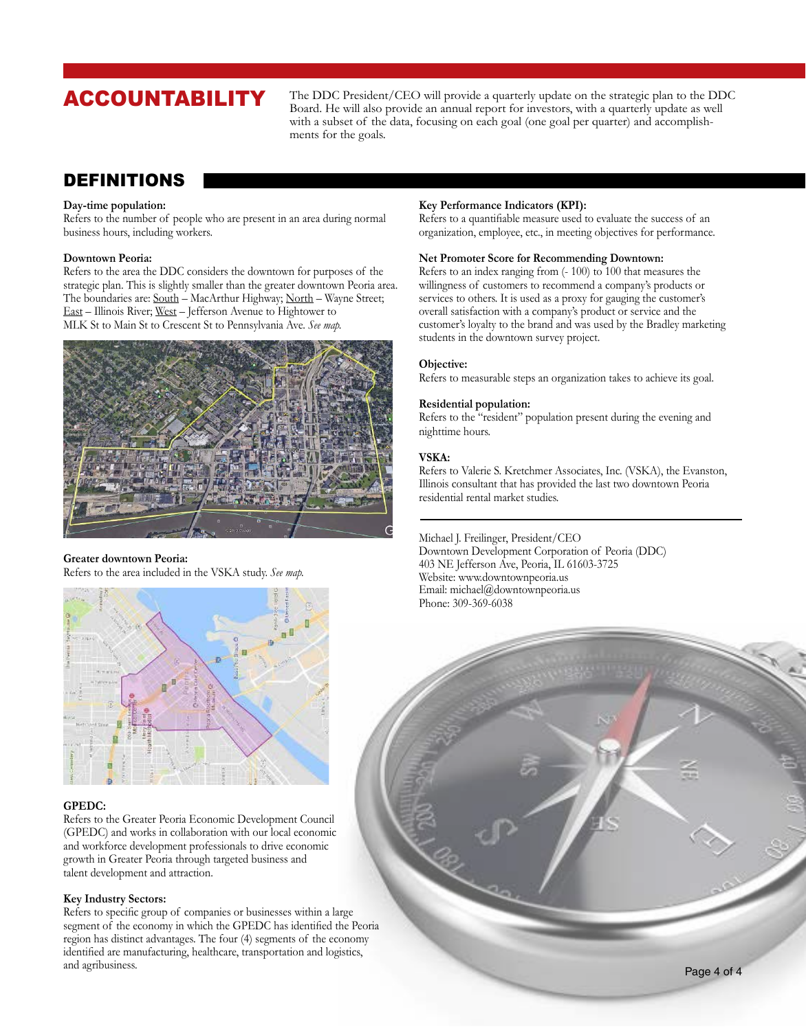## ACCOUNTABILITY

The DDC President/CEO will provide a quarterly update on the strategic plan to the DDC Board. He will also provide an annual report for investors, with a quarterly update as well with a subset of the data, focusing on each goal (one goal per quarter) and accomplishments for the goals.

## DEFINITIONS

**Day-time population:**
Refers to the number of people who are present in an area during normal business hours, including workers.

**Downtown Peoria:**
Refers to the area the DDC considers the downtown for purposes of the strategic plan. This is slightly smaller than the greater downtown Peoria area. The boundaries are: South – MacArthur Highway; North – Wayne Street; East – Illinois River; West – Jefferson Avenue to Hightower to MLK St to Main St to Crescent St to Pennsylvania Ave. *See map.*

**Greater downtown Peoria:**
Refers to the area included in the VSKA study. *See map.*

**GPEDC:**
Refers to the Greater Peoria Economic Development Council (GPEDC) and works in collaboration with our local economic and workforce development professionals to drive economic growth in Greater Peoria through targeted business and talent development and attraction.

**Key Industry Sectors:**
Refers to specific group of companies or businesses within a large segment of the economy in which the GPEDC has identified the Peoria region has distinct advantages. The four (4) segments of the economy identified are manufacturing, healthcare, transportation and logistics, and agribusiness.

**Key Performance Indicators (KPI):**
Refers to a quantifiable measure used to evaluate the success of an organization, employee, etc., in meeting objectives for performance.

**Net Promoter Score for Recommending Downtown:**
Refers to an index ranging from (- 100) to 100 that measures the willingness of customers to recommend a company's products or services to others. It is used as a proxy for gauging the customer's overall satisfaction with a company's product or service and the customer's loyalty to the brand and was used by the Bradley marketing students in the downtown survey project.

**Objective:**
Refers to measurable steps an organization takes to achieve its goal.

**Residential population:**
Refers to the "resident" population present during the evening and nighttime hours.

**VSKA:**
Refers to Valerie S. Kretchmer Associates, Inc. (VSKA), the Evanston, Illinois consultant that has provided the last two downtown Peoria residential rental market studies.

---

Michael J. Freilinger, President/CEO
Downtown Development Corporation of Peoria (DDC)
403 NE Jefferson Ave, Peoria, IL 61603-3725
Website: www.downtownpeoria.us
Email: michael@downtownpeoria.us
Phone: 309-369-6038